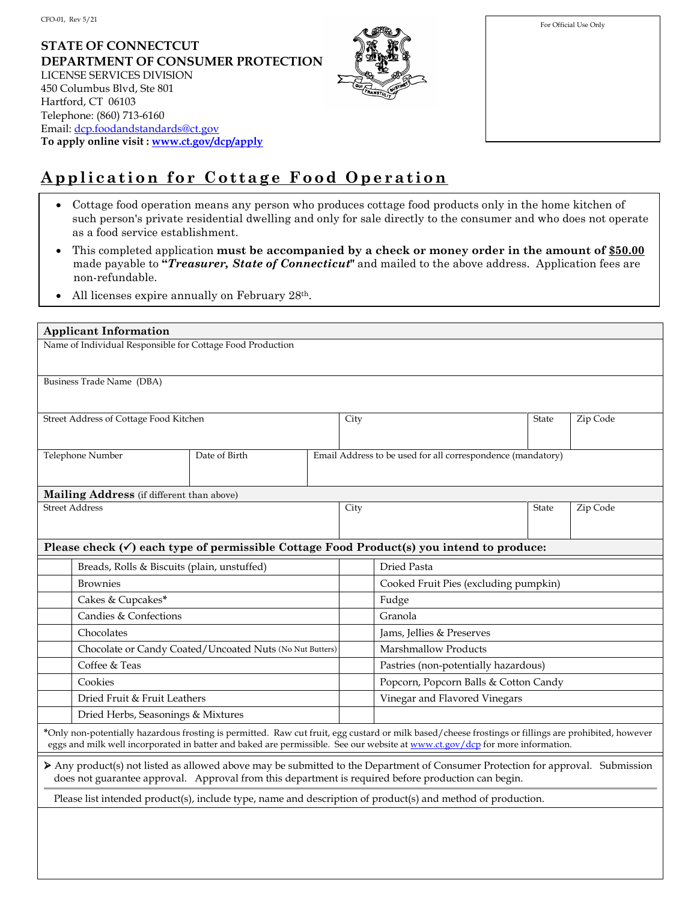CFO-01, Rev 5/21

**STATE OF CONNECTICUT**
**DEPARTMENT OF CONSUMER PROTECTION**
LICENSE SERVICES DIVISION
450 Columbus Blvd, Ste 801
Hartford, CT 06103
Telephone: (860) 713-6160
Email: dcp.foodandstandards@ct.gov
**To apply online visit : www.ct.gov/dcp/apply**

For Official Use Only

# Application for Cottage Food Operation

- Cottage food operation means any person who produces cottage food products only in the home kitchen of such person's private residential dwelling and only for sale directly to the consumer and who does not operate as a food service establishment.
- This completed application **must be accompanied by a check or money order in the amount of $50.00** made payable to **"*Treasurer, State of Connecticut*"** and mailed to the above address. Application fees are non-refundable.
- All licenses expire annually on February 28th.

## Applicant Information

| Name of Individual Responsible for Cottage Food Production | | | |
|---|---|---|---|
| | | | |

| Business Trade Name (DBA) |
|---|
| |

| Street Address of Cottage Food Kitchen | City | State | Zip Code |
|---|---|---|---|
| | | | |

| Telephone Number | Date of Birth | Email Address to be used for all correspondence (mandatory) |
|---|---|---|
| | | |

**Mailing Address** (if different than above)

| Street Address | City | State | Zip Code |
|---|---|---|---|
| | | | |

**Please check (✓) each type of permissible Cottage Food Product(s) you intend to produce:**

| | Product | | Product |
|---|---|---|---|
| | Breads, Rolls & Biscuits (plain, unstuffed) | | Dried Pasta |
| | Brownies | | Cooked Fruit Pies (excluding pumpkin) |
| | Cakes & Cupcakes* | | Fudge |
| | Candies & Confections | | Granola |
| | Chocolates | | Jams, Jellies & Preserves |
| | Chocolate or Candy Coated/Uncoated Nuts (No Nut Butters) | | Marshmallow Products |
| | Coffee & Teas | | Pastries (non-potentially hazardous) |
| | Cookies | | Popcorn, Popcorn Balls & Cotton Candy |
| | Dried Fruit & Fruit Leathers | | Vinegar and Flavored Vinegars |
| | Dried Herbs, Seasonings & Mixtures | | |

*Only non-potentially hazardous frosting is permitted. Raw cut fruit, egg custard or milk based/cheese frostings or fillings are prohibited, however eggs and milk well incorporated in batter and baked are permissible. See our website at www.ct.gov/dcp for more information.

- Any product(s) not listed as allowed above may be submitted to the Department of Consumer Protection for approval. Submission does not guarantee approval. Approval from this department is required before production can begin.

Please list intended product(s), include type, name and description of product(s) and method of production.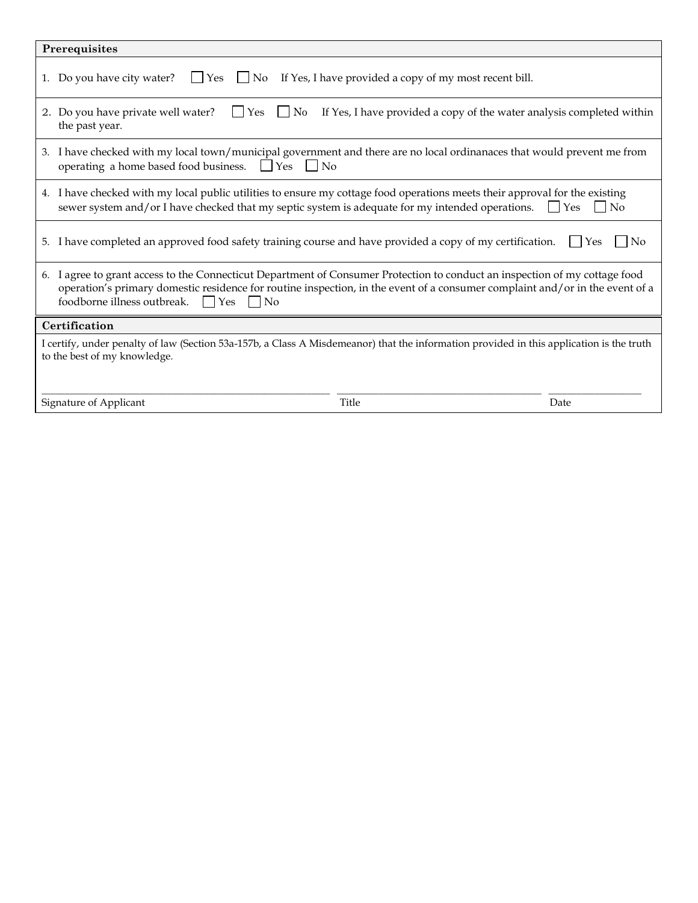## Prerequisites

1. Do you have city water? ☐ Yes ☐ No If Yes, I have provided a copy of my most recent bill.

2. Do you have private well water? ☐ Yes ☐ No If Yes, I have provided a copy of the water analysis completed within the past year.

3. I have checked with my local town/municipal government and there are no local ordinanaces that would prevent me from operating a home based food business. ☐ Yes ☐ No

4. I have checked with my local public utilities to ensure my cottage food operations meets their approval for the existing sewer system and/or I have checked that my septic system is adequate for my intended operations. ☐ Yes ☐ No

5. I have completed an approved food safety training course and have provided a copy of my certification. ☐ Yes ☐ No

6. I agree to grant access to the Connecticut Department of Consumer Protection to conduct an inspection of my cottage food operation's primary domestic residence for routine inspection, in the event of a consumer complaint and/or in the event of a foodborne illness outbreak. ☐ Yes ☐ No

## Certification

I certify, under penalty of law (Section 53a-157b, a Class A Misdemeanor) that the information provided in this application is the truth to the best of my knowledge.

| | | |
|---|---|---|
| \_\_\_\_\_\_\_\_\_\_\_\_\_\_\_\_\_\_\_\_\_\_\_\_\_\_\_\_ | \_\_\_\_\_\_\_\_\_\_\_\_\_\_\_\_\_\_\_\_\_\_\_\_ | \_\_\_\_\_\_\_\_\_\_\_\_ |
| Signature of Applicant | Title | Date |